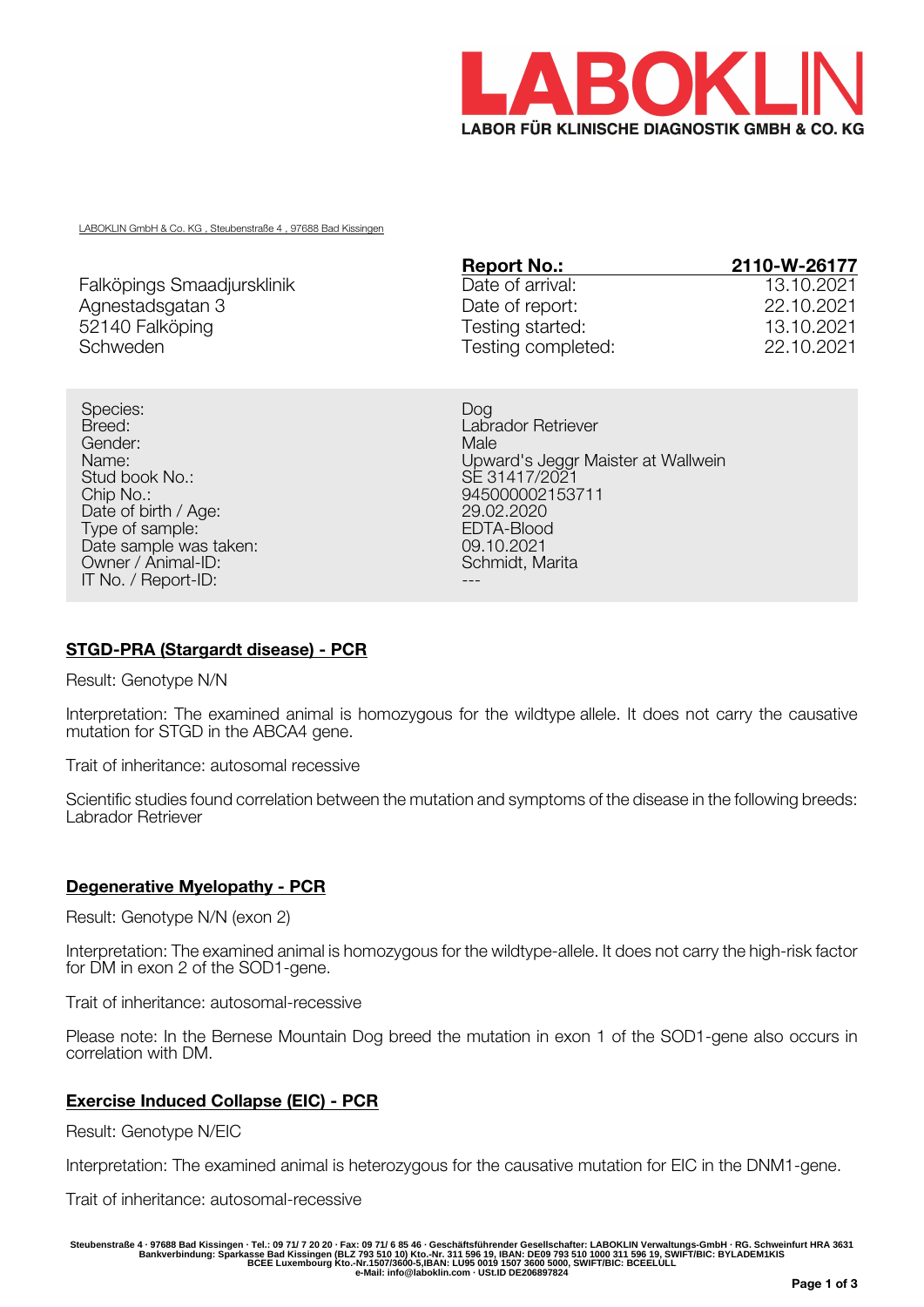# LABOKLIN

**LABOR FÜR KLINISCHE DIAGNOSTIK GMBH & CO. KG**

LABOKLIN GmbH & Co. KG , Steubenstraße 4 , 97688 Bad Kissingen

Falköpings Smaadjursklinik
Agnestadsgatan 3
52140 Falköping
Schweden

| **Report No.:** | **2110-W-26177** |
| --- | --- |
| Date of arrival: | 13.10.2021 |
| Date of report: | 22.10.2021 |
| Testing started: | 13.10.2021 |
| Testing completed: | 22.10.2021 |

| | |
| --- | --- |
| Species: | Dog |
| Breed: | Labrador Retriever |
| Gender: | Male |
| Name: | Upward's Jeggr Maister at Wallwein |
| Stud book No.: | SE 31417/2021 |
| Chip No.: | 945000002153711 |
| Date of birth / Age: | 29.02.2020 |
| Type of sample: | EDTA-Blood |
| Date sample was taken: | 09.10.2021 |
| Owner / Animal-ID: | Schmidt, Marita |
| IT No. / Report-ID: | --- |

## STGD-PRA (Stargardt disease) - PCR

Result: Genotype N/N

Interpretation: The examined animal is homozygous for the wildtype allele. It does not carry the causative mutation for STGD in the ABCA4 gene.

Trait of inheritance: autosomal recessive

Scientific studies found correlation between the mutation and symptoms of the disease in the following breeds: Labrador Retriever

## Degenerative Myelopathy - PCR

Result: Genotype N/N (exon 2)

Interpretation: The examined animal is homozygous for the wildtype-allele. It does not carry the high-risk factor for DM in exon 2 of the SOD1-gene.

Trait of inheritance: autosomal-recessive

Please note: In the Bernese Mountain Dog breed the mutation in exon 1 of the SOD1-gene also occurs in correlation with DM.

## Exercise Induced Collapse (EIC) - PCR

Result: Genotype N/EIC

Interpretation: The examined animal is heterozygous for the causative mutation for EIC in the DNM1-gene.

Trait of inheritance: autosomal-recessive

Steubenstraße 4 · 97688 Bad Kissingen · Tel.: 09 71/ 7 20 20 · Fax: 09 71/ 6 85 46 · Geschäftsführender Gesellschafter: LABOKLIN Verwaltungs-GmbH · RG. Schweinfurt HRA 3631
Bankverbindung: Sparkasse Bad Kissingen (BLZ 793 510 10) Kto.-Nr. 311 596 19, IBAN: DE09 793 510 1000 311 596 19, SWIFT/BIC: BYLADEM1KIS
BCEE Luxembourg Kto.-Nr.1507/3600-5,IBAN: LU95 0019 1507 3600 5000, SWIFT/BIC: BCEELULL
e-Mail: info@laboklin.com · USt.ID DE206897824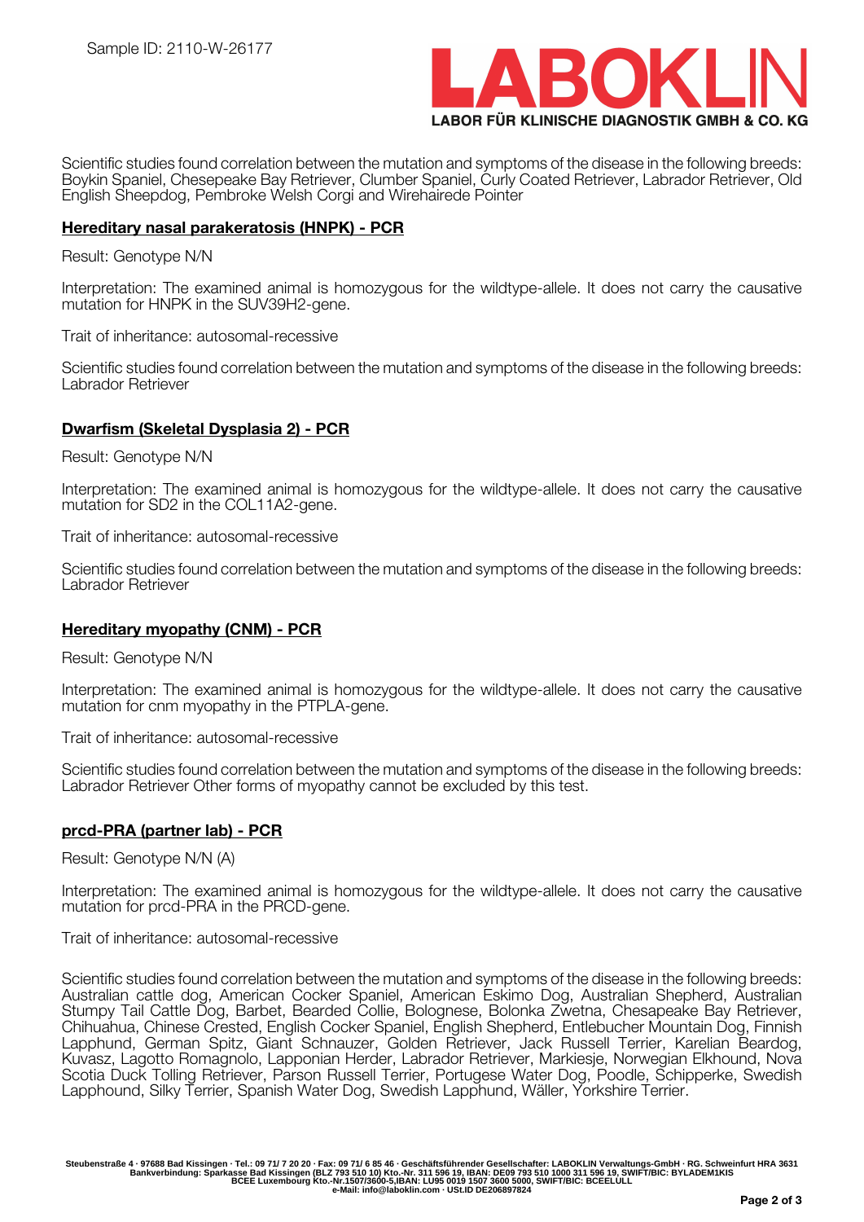Sample ID: 2110-W-26177

Scientific studies found correlation between the mutation and symptoms of the disease in the following breeds: Boykin Spaniel, Chesepeake Bay Retriever, Clumber Spaniel, Curly Coated Retriever, Labrador Retriever, Old English Sheepdog, Pembroke Welsh Corgi and Wirehairede Pointer

## Hereditary nasal parakeratosis (HNPK) - PCR

Result: Genotype N/N

Interpretation: The examined animal is homozygous for the wildtype-allele. It does not carry the causative mutation for HNPK in the SUV39H2-gene.

Trait of inheritance: autosomal-recessive

Scientific studies found correlation between the mutation and symptoms of the disease in the following breeds: Labrador Retriever

## Dwarfism (Skeletal Dysplasia 2) - PCR

Result: Genotype N/N

Interpretation: The examined animal is homozygous for the wildtype-allele. It does not carry the causative mutation for SD2 in the COL11A2-gene.

Trait of inheritance: autosomal-recessive

Scientific studies found correlation between the mutation and symptoms of the disease in the following breeds: Labrador Retriever

## Hereditary myopathy (CNM) - PCR

Result: Genotype N/N

Interpretation: The examined animal is homozygous for the wildtype-allele. It does not carry the causative mutation for cnm myopathy in the PTPLA-gene.

Trait of inheritance: autosomal-recessive

Scientific studies found correlation between the mutation and symptoms of the disease in the following breeds: Labrador Retriever Other forms of myopathy cannot be excluded by this test.

## prcd-PRA (partner lab) - PCR

Result: Genotype N/N (A)

Interpretation: The examined animal is homozygous for the wildtype-allele. It does not carry the causative mutation for prcd-PRA in the PRCD-gene.

Trait of inheritance: autosomal-recessive

Scientific studies found correlation between the mutation and symptoms of the disease in the following breeds: Australian cattle dog, American Cocker Spaniel, American Eskimo Dog, Australian Shepherd, Australian Stumpy Tail Cattle Dog, Barbet, Bearded Collie, Bolognese, Bolonka Zwetna, Chesapeake Bay Retriever, Chihuahua, Chinese Crested, English Cocker Spaniel, English Shepherd, Entlebucher Mountain Dog, Finnish Lapphund, German Spitz, Giant Schnauzer, Golden Retriever, Jack Russell Terrier, Karelian Beardog, Kuvasz, Lagotto Romagnolo, Lapponian Herder, Labrador Retriever, Markiesje, Norwegian Elkhound, Nova Scotia Duck Tolling Retriever, Parson Russell Terrier, Portugese Water Dog, Poodle, Schipperke, Swedish Lapphound, Silky Terrier, Spanish Water Dog, Swedish Lapphund, Wäller, Yorkshire Terrier.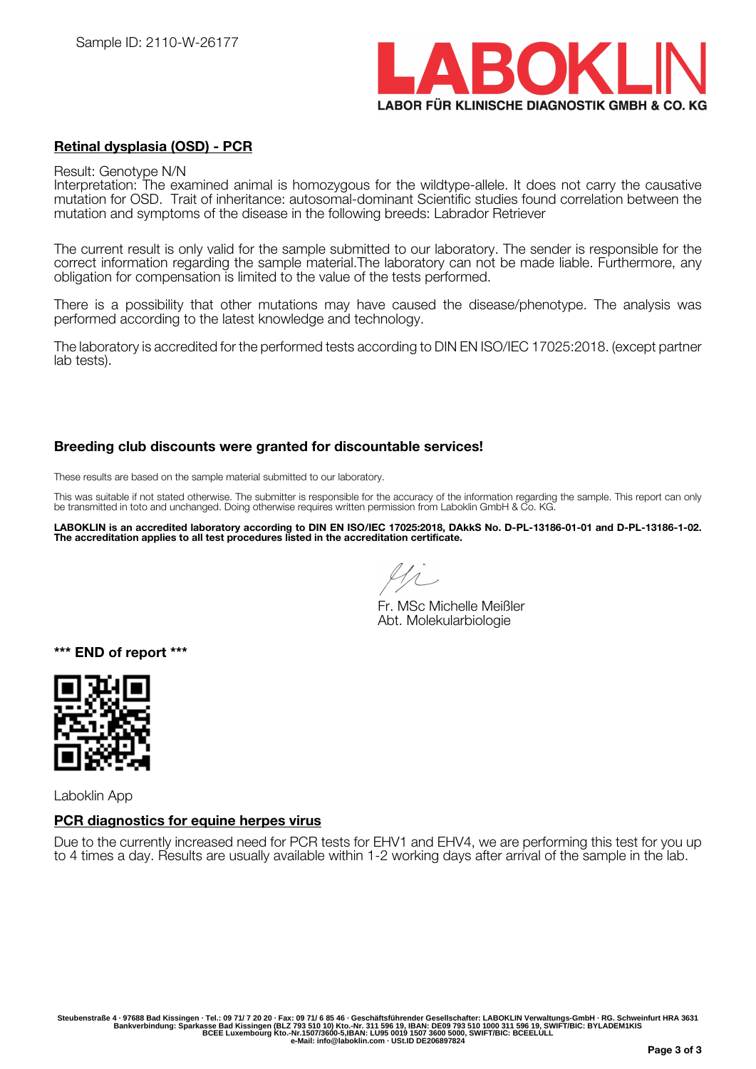Sample ID: 2110-W-26177

**LABOKLIN**
LABOR FÜR KLINISCHE DIAGNOSTIK GMBH & CO. KG

## Retinal dysplasia (OSD) - PCR

Result: Genotype N/N
Interpretation: The examined animal is homozygous for the wildtype-allele. It does not carry the causative mutation for OSD. Trait of inheritance: autosomal-dominant Scientific studies found correlation between the mutation and symptoms of the disease in the following breeds: Labrador Retriever

The current result is only valid for the sample submitted to our laboratory. The sender is responsible for the correct information regarding the sample material.The laboratory can not be made liable. Furthermore, any obligation for compensation is limited to the value of the tests performed.

There is a possibility that other mutations may have caused the disease/phenotype. The analysis was performed according to the latest knowledge and technology.

The laboratory is accredited for the performed tests according to DIN EN ISO/IEC 17025:2018. (except partner lab tests).

**Breeding club discounts were granted for discountable services!**

These results are based on the sample material submitted to our laboratory.

This was suitable if not stated otherwise. The submitter is responsible for the accuracy of the information regarding the sample. This report can only be transmitted in toto and unchanged. Doing otherwise requires written permission from Laboklin GmbH & Co. KG.

**LABOKLIN is an accredited laboratory according to DIN EN ISO/IEC 17025:2018, DAkkS No. D-PL-13186-01-01 and D-PL-13186-1-02. The accreditation applies to all test procedures listed in the accreditation certificate.**

Fr. MSc Michelle Meißler
Abt. Molekularbiologie

**\*\*\* END of report \*\*\***

Laboklin App

## PCR diagnostics for equine herpes virus

Due to the currently increased need for PCR tests for EHV1 and EHV4, we are performing this test for you up to 4 times a day. Results are usually available within 1-2 working days after arrival of the sample in the lab.

Steubenstraße 4 · 97688 Bad Kissingen · Tel.: 09 71/ 7 20 20 · Fax: 09 71/ 6 85 46 · Geschäftsführender Gesellschafter: LABOKLIN Verwaltungs-GmbH · RG. Schweinfurt HRA 3631
Bankverbindung: Sparkasse Bad Kissingen (BLZ 793 510 10) Kto.-Nr. 311 596 19, IBAN: DE09 793 510 1000 311 596 19, SWIFT/BIC: BYLADEM1KIS
BCEE Luxembourg Kto.-Nr.1507/3600-5,IBAN: LU95 0019 1507 3600 5000, SWIFT/BIC: BCEELULL
e-Mail: info@laboklin.com · USt.ID DE206897824